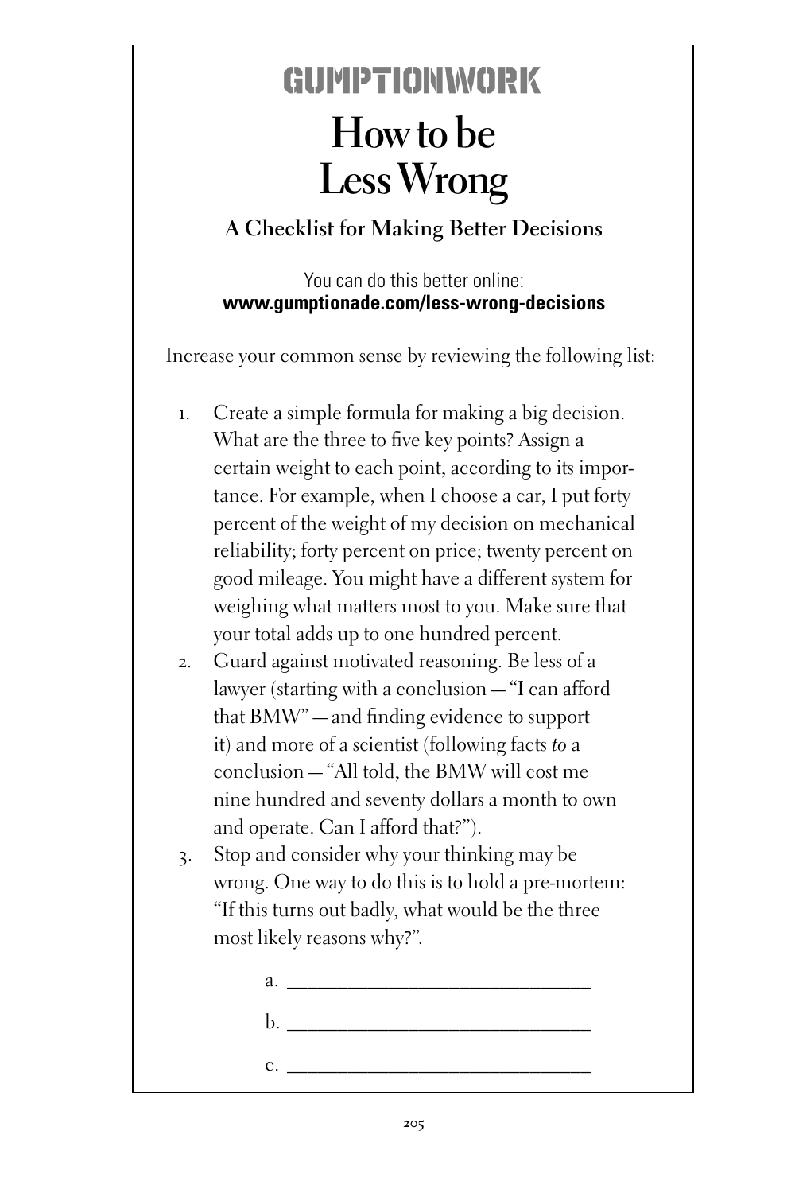GUMPTIONWORK

# How to be Less Wrong

### A Checklist for Making Better Decisions

You can do this better online:
**www.gumptionade.com/less-wrong-decisions**

Increase your common sense by reviewing the following list:

1. Create a simple formula for making a big decision. What are the three to five key points? Assign a certain weight to each point, according to its importance. For example, when I choose a car, I put forty percent of the weight of my decision on mechanical reliability; forty percent on price; twenty percent on good mileage. You might have a different system for weighing what matters most to you. Make sure that your total adds up to one hundred percent.
2. Guard against motivated reasoning. Be less of a lawyer (starting with a conclusion — "I can afford that BMW" — and finding evidence to support it) and more of a scientist (following facts *to* a conclusion — "All told, the BMW will cost me nine hundred and seventy dollars a month to own and operate. Can I afford that?").
3. Stop and consider why your thinking may be wrong. One way to do this is to hold a pre-mortem: "If this turns out badly, what would be the three most likely reasons why?".

   a. ______________________________

   b. ______________________________

   c. ______________________________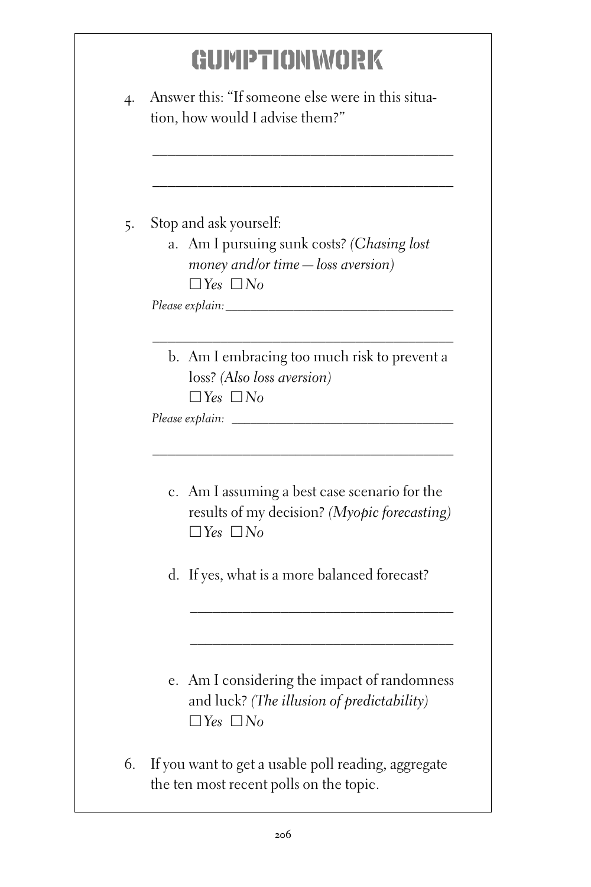# GUMPTIONWORK

4. Answer this: "If someone else were in this situation, how would I advise them?"

   ______________________________________

   ______________________________________

5. Stop and ask yourself:

   a. Am I pursuing sunk costs? *(Chasing lost money and/or time — loss aversion)*
      ☐ *Yes* ☐ *No*

   *Please explain:* ______________________________

   ______________________________________

   b. Am I embracing too much risk to prevent a loss? *(Also loss aversion)*
      ☐ *Yes* ☐ *No*

   *Please explain:* ______________________________

   ______________________________________

   c. Am I assuming a best case scenario for the results of my decision? *(Myopic forecasting)*
      ☐ *Yes* ☐ *No*

   d. If yes, what is a more balanced forecast?

      ______________________________________

      ______________________________________

   e. Am I considering the impact of randomness and luck? *(The illusion of predictability)*
      ☐ *Yes* ☐ *No*

6. If you want to get a usable poll reading, aggregate the ten most recent polls on the topic.